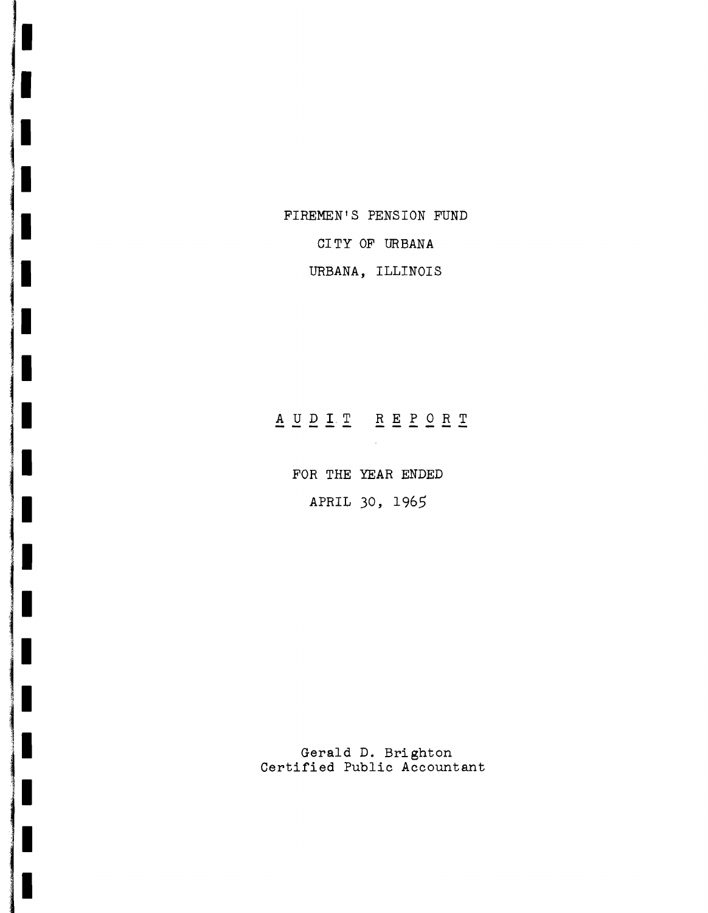FIREMEN'S PENSION FUND

CITY OF URBANA

URBANA, ILLINOIS

# AUDIT REPORT

FOR THE YEAR ENDED

APRIL 30, 1965

Gerald D. Brighton
Certified Public Accountant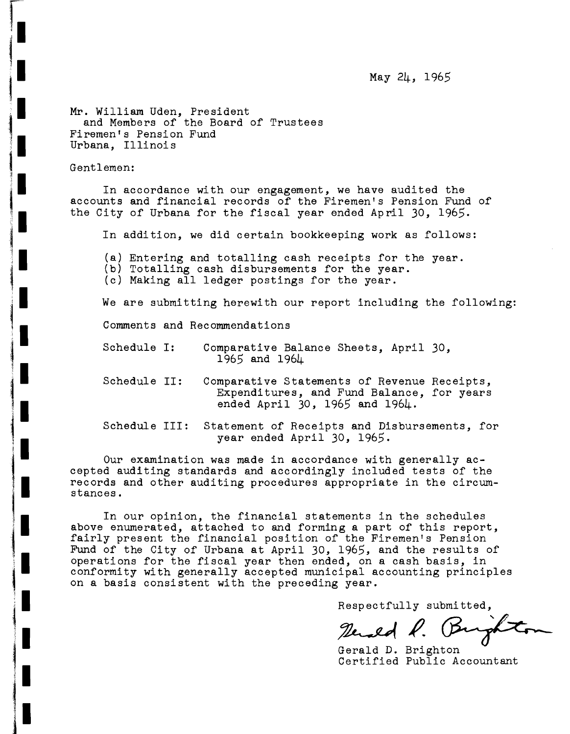May 24, 1965

Mr. William Uden, President
and Members of the Board of Trustees
Firemen's Pension Fund
Urbana, Illinois

Gentlemen:

In accordance with our engagement, we have audited the accounts and financial records of the Firemen's Pension Fund of the City of Urbana for the fiscal year ended April 30, 1965.

In addition, we did certain bookkeeping work as follows:

(a) Entering and totalling cash receipts for the year.
(b) Totalling cash disbursements for the year.
(c) Making all ledger postings for the year.

We are submitting herewith our report including the following:

Comments and Recommendations

Schedule I: Comparative Balance Sheets, April 30, 1965 and 1964

Schedule II: Comparative Statements of Revenue Receipts, Expenditures, and Fund Balance, for years ended April 30, 1965 and 1964.

Schedule III: Statement of Receipts and Disbursements, for year ended April 30, 1965.

Our examination was made in accordance with generally accepted auditing standards and accordingly included tests of the records and other auditing procedures appropriate in the circumstances.

In our opinion, the financial statements in the schedules above enumerated, attached to and forming a part of this report, fairly present the financial position of the Firemen's Pension Fund of the City of Urbana at April 30, 1965, and the results of operations for the fiscal year then ended, on a cash basis, in conformity with generally accepted municipal accounting principles on a basis consistent with the preceding year.

Respectfully submitted,

Gerald D. Brighton
Certified Public Accountant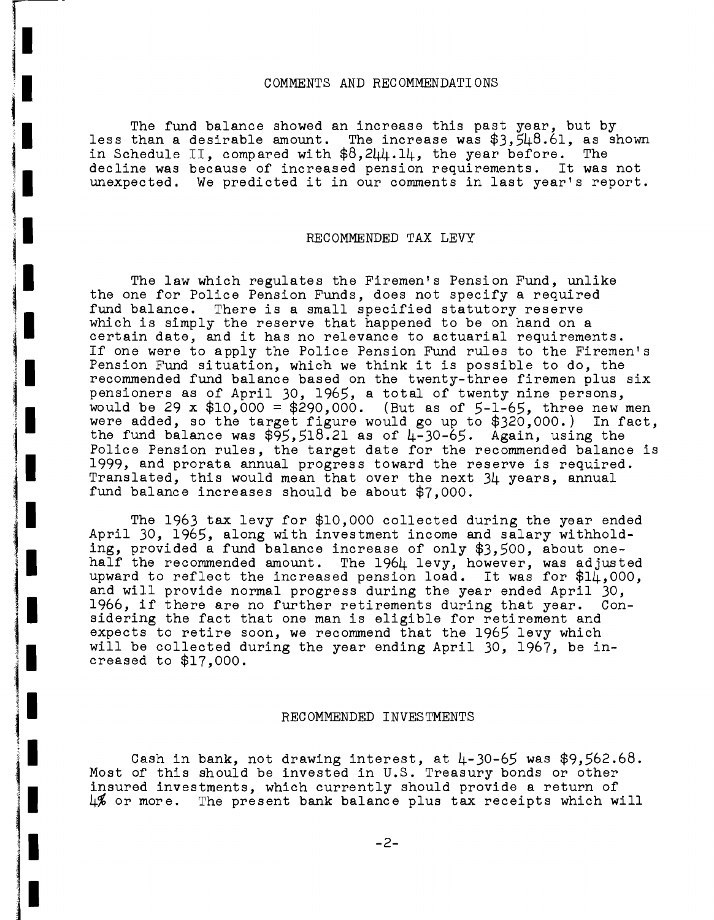## COMMENTS AND RECOMMENDATIONS

The fund balance showed an increase this past year, but by less than a desirable amount. The increase was $3,548.61, as shown in Schedule II, compared with $8,244.14, the year before. The decline was because of increased pension requirements. It was not unexpected. We predicted it in our comments in last year's report.

## RECOMMENDED TAX LEVY

The law which regulates the Firemen's Pension Fund, unlike the one for Police Pension Funds, does not specify a required fund balance. There is a small specified statutory reserve which is simply the reserve that happened to be on hand on a certain date, and it has no relevance to actuarial requirements. If one were to apply the Police Pension Fund rules to the Firemen's Pension Fund situation, which we think it is possible to do, the recommended fund balance based on the twenty-three firemen plus six pensioners as of April 30, 1965, a total of twenty nine persons, would be 29 x $10,000 = $290,000. (But as of 5-1-65, three new men were added, so the target figure would go up to $320,000.) In fact, the fund balance was $95,518.21 as of 4-30-65. Again, using the Police Pension rules, the target date for the recommended balance is 1999, and prorata annual progress toward the reserve is required. Translated, this would mean that over the next 34 years, annual fund balance increases should be about $7,000.

The 1963 tax levy for $10,000 collected during the year ended April 30, 1965, along with investment income and salary withholding, provided a fund balance increase of only $3,500, about one-half the recommended amount. The 1964 levy, however, was adjusted upward to reflect the increased pension load. It was for $14,000, and will provide normal progress during the year ended April 30, 1966, if there are no further retirements during that year. Considering the fact that one man is eligible for retirement and expects to retire soon, we recommend that the 1965 levy which will be collected during the year ending April 30, 1967, be increased to $17,000.

## RECOMMENDED INVESTMENTS

Cash in bank, not drawing interest, at 4-30-65 was $9,562.68. Most of this should be invested in U.S. Treasury bonds or other insured investments, which currently should provide a return of 4% or more. The present bank balance plus tax receipts which will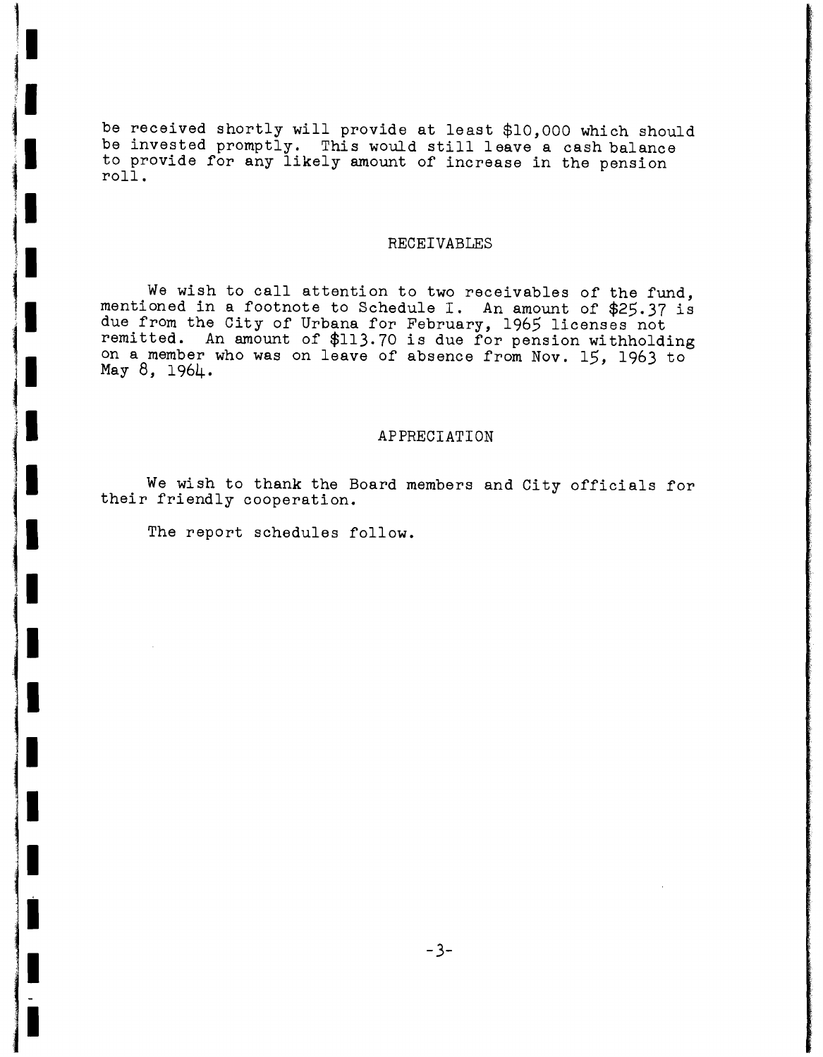be received shortly will provide at least $10,000 which should be invested promptly. This would still leave a cash balance to provide for any likely amount of increase in the pension roll.

## RECEIVABLES

We wish to call attention to two receivables of the fund, mentioned in a footnote to Schedule I. An amount of $25.37 is due from the City of Urbana for February, 1965 licenses not remitted. An amount of $113.70 is due for pension withholding on a member who was on leave of absence from Nov. 15, 1963 to May 8, 1964.

## APPRECIATION

We wish to thank the Board members and City officials for their friendly cooperation.

The report schedules follow.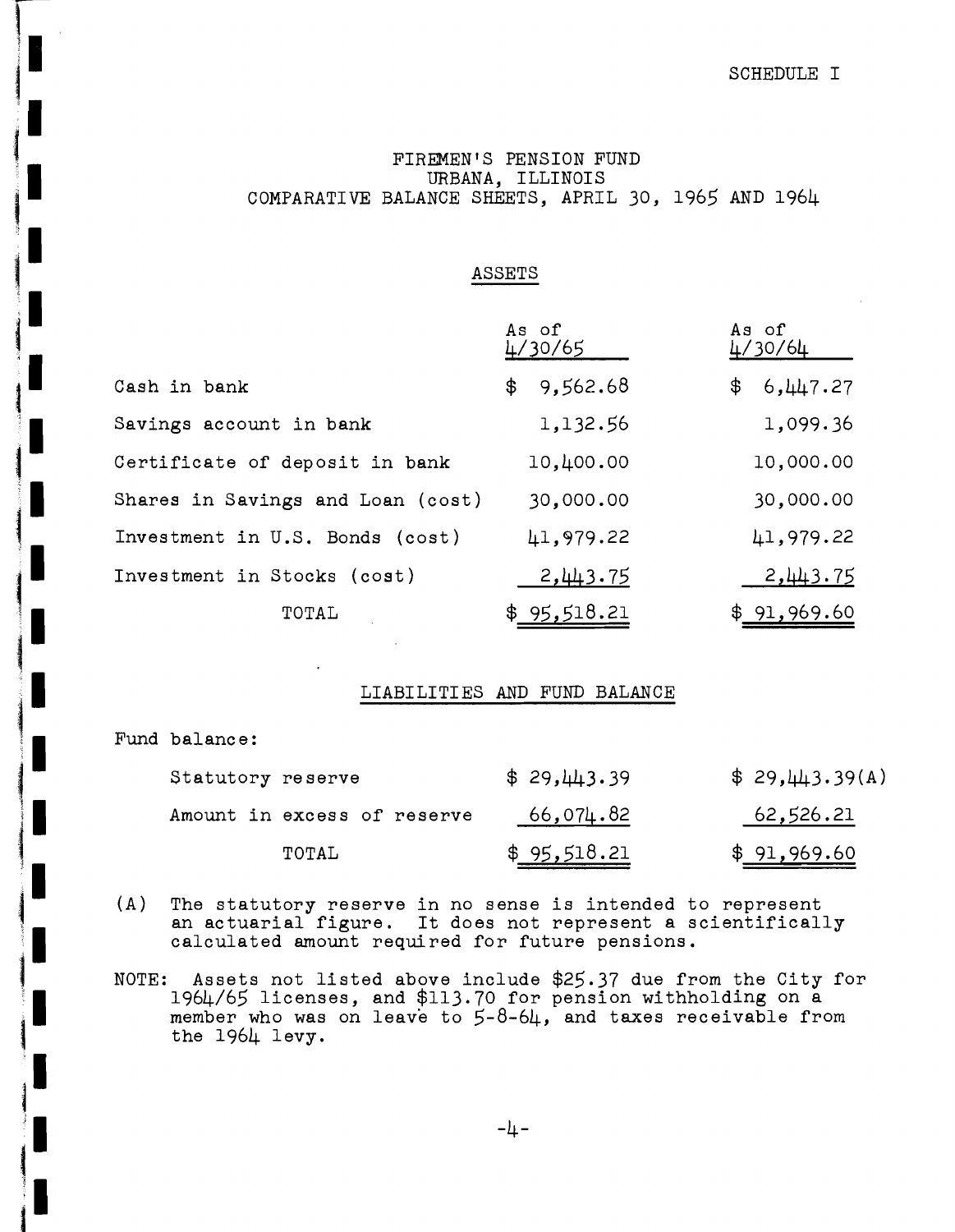SCHEDULE I

# FIREMEN'S PENSION FUND
## URBANA, ILLINOIS
## COMPARATIVE BALANCE SHEETS, APRIL 30, 1965 AND 1964

### ASSETS

| | As of 4/30/65 | As of 4/30/64 |
|---|---|---|
| Cash in bank | $ 9,562.68 | $ 6,447.27 |
| Savings account in bank | 1,132.56 | 1,099.36 |
| Certificate of deposit in bank | 10,400.00 | 10,000.00 |
| Shares in Savings and Loan (cost) | 30,000.00 | 30,000.00 |
| Investment in U.S. Bonds (cost) | 41,979.22 | 41,979.22 |
| Investment in Stocks (cost) | 2,443.75 | 2,443.75 |
| TOTAL | $ 95,518.21 | $ 91,969.60 |

### LIABILITIES AND FUND BALANCE

| | | |
|---|---|---|
| Fund balance: | | |
| Statutory reserve | $ 29,443.39 | $ 29,443.39(A) |
| Amount in excess of reserve | 66,074.82 | 62,526.21 |
| TOTAL | $ 95,518.21 | $ 91,969.60 |

(A) The statutory reserve in no sense is intended to represent an actuarial figure. It does not represent a scientifically calculated amount required for future pensions.

NOTE: Assets not listed above include $25.37 due from the City for 1964/65 licenses, and $113.70 for pension withholding on a member who was on leave to 5-8-64, and taxes receivable from the 1964 levy.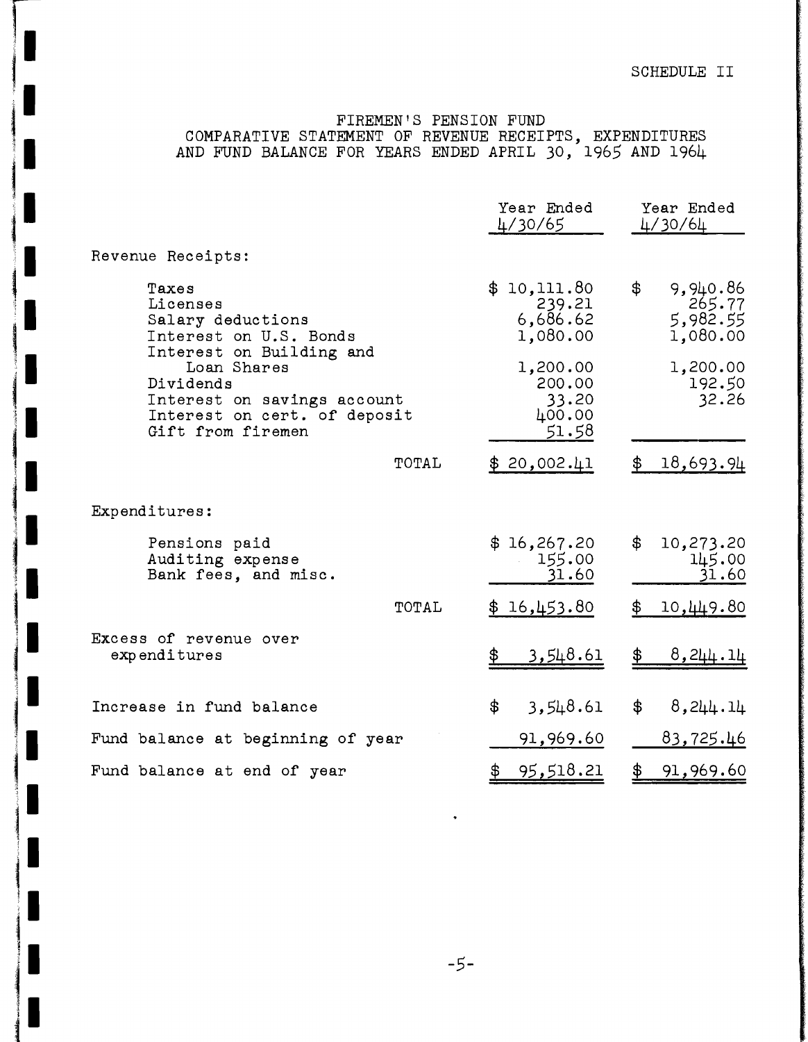SCHEDULE II

# FIREMEN'S PENSION FUND
## COMPARATIVE STATEMENT OF REVENUE RECEIPTS, EXPENDITURES AND FUND BALANCE FOR YEARS ENDED APRIL 30, 1965 AND 1964

| | Year Ended 4/30/65 | Year Ended 4/30/64 |
|---|---|---|
| Revenue Receipts: | | |
| Taxes | $ 10,111.80 | $ 9,940.86 |
| Licenses | 239.21 | 265.77 |
| Salary deductions | 6,686.62 | 5,982.55 |
| Interest on U.S. Bonds | 1,080.00 | 1,080.00 |
| Interest on Building and Loan Shares | 1,200.00 | 1,200.00 |
| Dividends | 200.00 | 192.50 |
| Interest on savings account | 33.20 | 32.26 |
| Interest on cert. of deposit | 400.00 | |
| Gift from firemen | 51.58 | |
| TOTAL | $ 20,002.41 | $ 18,693.94 |
| Expenditures: | | |
| Pensions paid | $ 16,267.20 | $ 10,273.20 |
| Auditing expense | 155.00 | 145.00 |
| Bank fees, and misc. | 31.60 | 31.60 |
| TOTAL | $ 16,453.80 | $ 10,449.80 |
| Excess of revenue over expenditures | $ 3,548.61 | $ 8,244.14 |
| Increase in fund balance | $ 3,548.61 | $ 8,244.14 |
| Fund balance at beginning of year | 91,969.60 | 83,725.46 |
| Fund balance at end of year | $ 95,518.21 | $ 91,969.60 |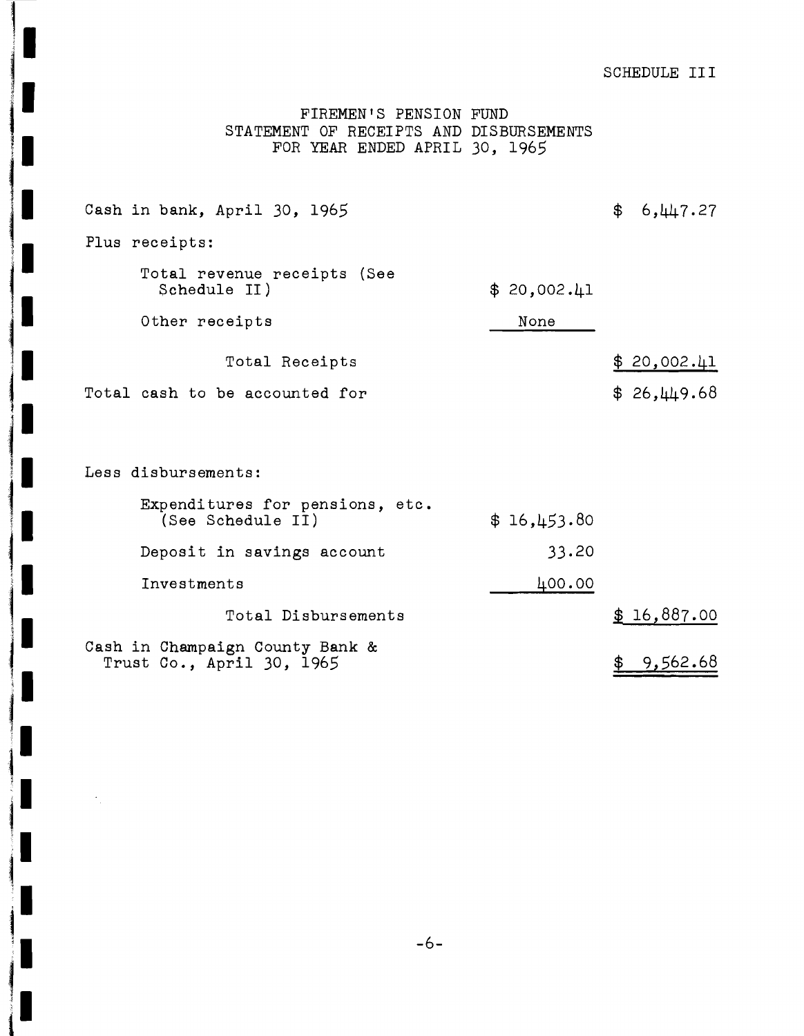SCHEDULE III

# FIREMEN'S PENSION FUND
## STATEMENT OF RECEIPTS AND DISBURSEMENTS
## FOR YEAR ENDED APRIL 30, 1965

| | | |
|---|---|---|
| Cash in bank, April 30, 1965 | | $ 6,447.27 |
| Plus receipts: | | |
| Total revenue receipts (See Schedule II) | $ 20,002.41 | |
| Other receipts | None | |
| Total Receipts | | $ 20,002.41 |
| Total cash to be accounted for | | $ 26,449.68 |
| Less disbursements: | | |
| Expenditures for pensions, etc. (See Schedule II) | $ 16,453.80 | |
| Deposit in savings account | 33.20 | |
| Investments | 400.00 | |
| Total Disbursements | | $ 16,887.00 |
| Cash in Champaign County Bank & Trust Co., April 30, 1965 | | $ 9,562.68 |